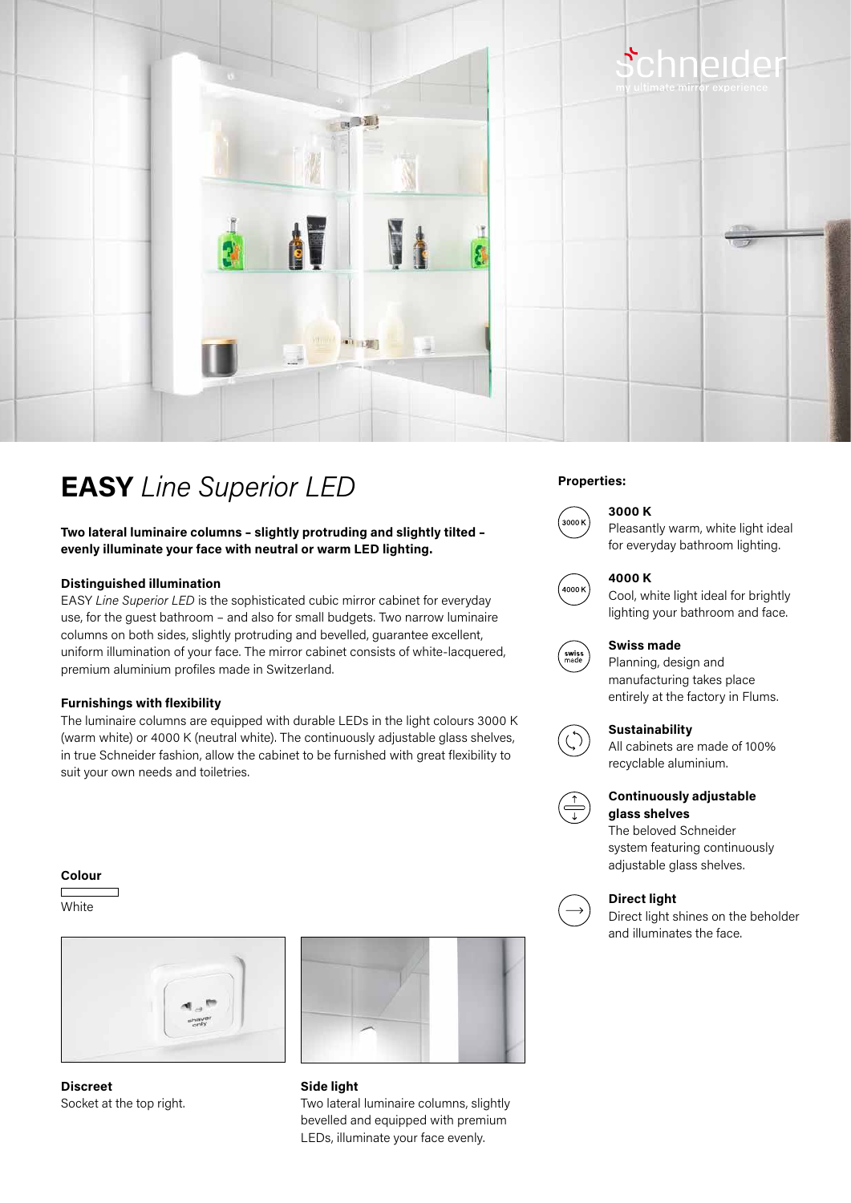schneider
my ultimate mirror experience

# **EASY** *Line Superior LED*

**Two lateral luminaire columns – slightly protruding and slightly tilted – evenly illuminate your face with neutral or warm LED lighting.**

### Distinguished illumination

EASY *Line Superior LED* is the sophisticated cubic mirror cabinet for everyday use, for the guest bathroom – and also for small budgets. Two narrow luminaire columns on both sides, slightly protruding and bevelled, guarantee excellent, uniform illumination of your face. The mirror cabinet consists of white-lacquered, premium aluminium profiles made in Switzerland.

### Furnishings with flexibility

The luminaire columns are equipped with durable LEDs in the light colours 3000 K (warm white) or 4000 K (neutral white). The continuously adjustable glass shelves, in true Schneider fashion, allow the cabinet to be furnished with great flexibility to suit your own needs and toiletries.

### Colour

White

**Discreet**
Socket at the top right.

**Side light**
Two lateral luminaire columns, slightly bevelled and equipped with premium LEDs, illuminate your face evenly.

### Properties:

**3000 K**
Pleasantly warm, white light ideal for everyday bathroom lighting.

**4000 K**
Cool, white light ideal for brightly lighting your bathroom and face.

**Swiss made**
Planning, design and manufacturing takes place entirely at the factory in Flums.

**Sustainability**
All cabinets are made of 100% recyclable aluminium.

**Continuously adjustable glass shelves**
The beloved Schneider system featuring continuously adjustable glass shelves.

**Direct light**
Direct light shines on the beholder and illuminates the face.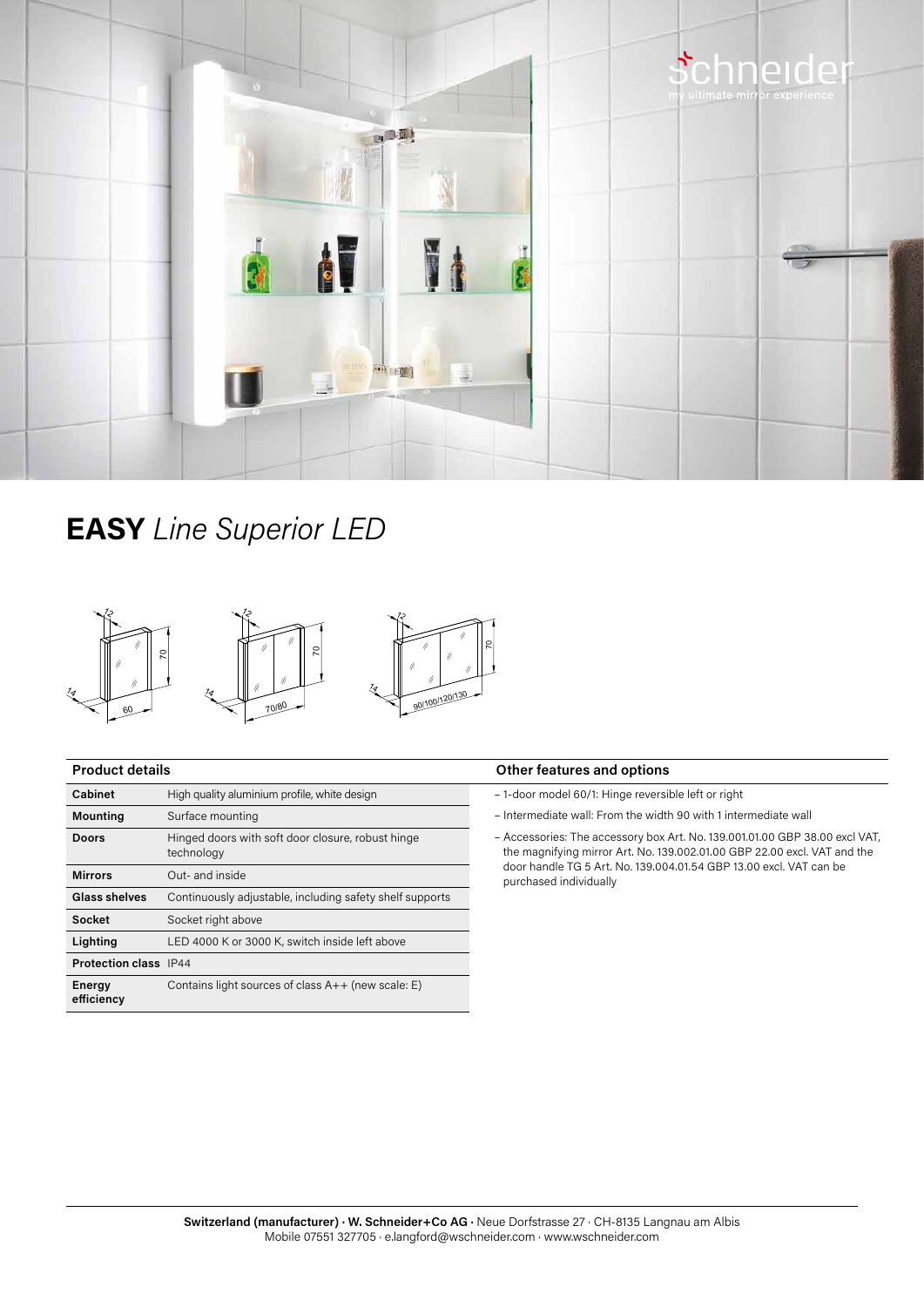# **EASY** *Line Superior LED*

12
70
14
60

12
70
14
70/80

12
70
14
90/100/120/130

## Product details

| | |
|---|---|
| **Cabinet** | High quality aluminium profile, white design |
| **Mounting** | Surface mounting |
| **Doors** | Hinged doors with soft door closure, robust hinge technology |
| **Mirrors** | Out- and inside |
| **Glass shelves** | Continuously adjustable, including safety shelf supports |
| **Socket** | Socket right above |
| **Lighting** | LED 4000 K or 3000 K, switch inside left above |
| **Protection class** | IP44 |
| **Energy efficiency** | Contains light sources of class A++ (new scale: E) |

## Other features and options

- 1-door model 60/1: Hinge reversible left or right
- Intermediate wall: From the width 90 with 1 intermediate wall
- Accessories: The accessory box Art. No. 139.001.01.00 GBP 38.00 excl VAT, the magnifying mirror Art. No. 139.002.01.00 GBP 22.00 excl. VAT and the door handle TG 5 Art. No. 139.004.01.54 GBP 13.00 excl. VAT can be purchased individually

**Switzerland (manufacturer) · W. Schneider+Co AG ·** Neue Dorfstrasse 27 · CH-8135 Langnau am Albis
Mobile 07551 327705 · e.langford@wschneider.com · www.wschneider.com